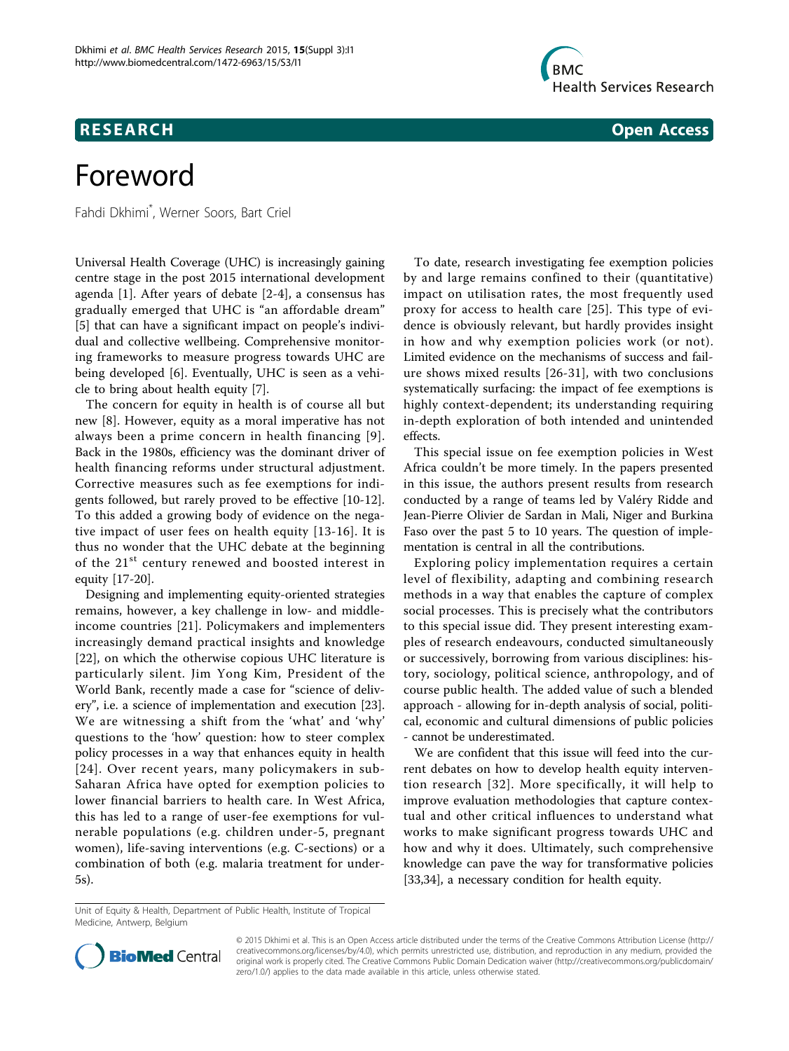RESEARCH Open Access

# Foreword

Fahdi Dkhimi*, Werner Soors, Bart Criel

Universal Health Coverage (UHC) is increasingly gaining centre stage in the post 2015 international development agenda [1]. After years of debate [2-4], a consensus has gradually emerged that UHC is "an affordable dream" [5] that can have a significant impact on people's individual and collective wellbeing. Comprehensive monitoring frameworks to measure progress towards UHC are being developed [6]. Eventually, UHC is seen as a vehicle to bring about health equity [7].

The concern for equity in health is of course all but new [8]. However, equity as a moral imperative has not always been a prime concern in health financing [9]. Back in the 1980s, efficiency was the dominant driver of health financing reforms under structural adjustment. Corrective measures such as fee exemptions for indigents followed, but rarely proved to be effective [10-12]. To this added a growing body of evidence on the negative impact of user fees on health equity [13-16]. It is thus no wonder that the UHC debate at the beginning of the 21st century renewed and boosted interest in equity [17-20].

Designing and implementing equity-oriented strategies remains, however, a key challenge in low- and middle-income countries [21]. Policymakers and implementers increasingly demand practical insights and knowledge [22], on which the otherwise copious UHC literature is particularly silent. Jim Yong Kim, President of the World Bank, recently made a case for "science of delivery", i.e. a science of implementation and execution [23]. We are witnessing a shift from the 'what' and 'why' questions to the 'how' question: how to steer complex policy processes in a way that enhances equity in health [24]. Over recent years, many policymakers in sub-Saharan Africa have opted for exemption policies to lower financial barriers to health care. In West Africa, this has led to a range of user-fee exemptions for vulnerable populations (e.g. children under-5, pregnant women), life-saving interventions (e.g. C-sections) or a combination of both (e.g. malaria treatment for under-5s).

To date, research investigating fee exemption policies by and large remains confined to their (quantitative) impact on utilisation rates, the most frequently used proxy for access to health care [25]. This type of evidence is obviously relevant, but hardly provides insight in how and why exemption policies work (or not). Limited evidence on the mechanisms of success and failure shows mixed results [26-31], with two conclusions systematically surfacing: the impact of fee exemptions is highly context-dependent; its understanding requiring in-depth exploration of both intended and unintended effects.

This special issue on fee exemption policies in West Africa couldn't be more timely. In the papers presented in this issue, the authors present results from research conducted by a range of teams led by Valéry Ridde and Jean-Pierre Olivier de Sardan in Mali, Niger and Burkina Faso over the past 5 to 10 years. The question of implementation is central in all the contributions.

Exploring policy implementation requires a certain level of flexibility, adapting and combining research methods in a way that enables the capture of complex social processes. This is precisely what the contributors to this special issue did. They present interesting examples of research endeavours, conducted simultaneously or successively, borrowing from various disciplines: history, sociology, political science, anthropology, and of course public health. The added value of such a blended approach - allowing for in-depth analysis of social, political, economic and cultural dimensions of public policies - cannot be underestimated.

We are confident that this issue will feed into the current debates on how to develop health equity intervention research [32]. More specifically, it will help to improve evaluation methodologies that capture contextual and other critical influences to understand what works to make significant progress towards UHC and how and why it does. Ultimately, such comprehensive knowledge can pave the way for transformative policies [33,34], a necessary condition for health equity.

Unit of Equity & Health, Department of Public Health, Institute of Tropical Medicine, Antwerp, Belgium

© 2015 Dkhimi et al. This is an Open Access article distributed under the terms of the Creative Commons Attribution License (http://creativecommons.org/licenses/by/4.0), which permits unrestricted use, distribution, and reproduction in any medium, provided the original work is properly cited. The Creative Commons Public Domain Dedication waiver (http://creativecommons.org/publicdomain/zero/1.0/) applies to the data made available in this article, unless otherwise stated.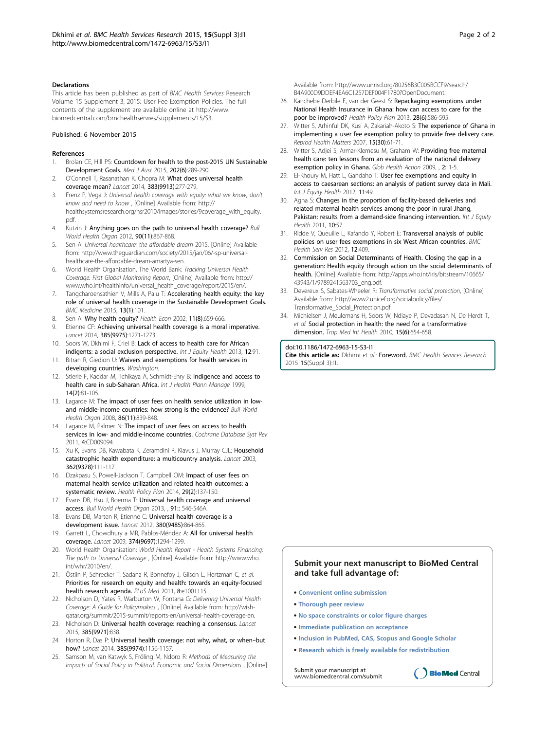### Declarations

This article has been published as part of *BMC Health Services* Research Volume 15 Supplement 3, 2015: User Fee Exemption Policies. The full contents of the supplement are available online at http://www.biomedcentral.com/bmchealthservres/supplements/15/S3.

Published: 6 November 2015

### References

1. Brolan CE, Hill PS: **Countdown for health to the post-2015 UN Sustainable Development Goals.** *Med J Aust* 2015, **202(6)**:289-290.
2. O'Connell T, Rasanathan K, Chopra M: **What does universal health coverage mean?** *Lancet* 2014, **383(9913)**:277-279.
3. Frenz P, Vega J: *Universal health coverage with equity: what we know, don't know and need to know* , [Online] Available from: http://healthsystemsresearch.org/hsr2010/images/stories/9coverage_with_equity.pdf.
4. Kutzin J: **Anything goes on the path to universal health coverage?** *Bull World Health Organ* 2012, **90(11)**:867-868.
5. Sen A: *Universal healthcare: the affordable dream* 2015, [Online] Available from: http://www.theguardian.com/society/2015/jan/06/-sp-universal-healthcare-the-affordable-dream-amartya-sen.
6. World Health Organisation, The World Bank: *Tracking Universal Health Coverage: First Global Monitoring Report*, [Online] Available from: http://www.who.int/healthinfo/universal_health_coverage/report/2015/en/.
7. Tangcharoensathien V, Mills A, Palu T: **Accelerating health equity: the key role of universal health coverage in the Sustainable Development Goals.** *BMC Medicine* 2015, **13(1)**:101.
8. Sen A: **Why health equity?** *Health Econ* 2002, **11(8)**:659-666.
9. Etienne CF: **Achieving universal health coverage is a moral imperative.** *Lancet* 2014, **385(9975)**:1271-1273.
10. Soors W, Dkhimi F, Criel B: **Lack of access to health care for African indigents: a social exclusion perspective.** *Int J Equity Health* 2013, **12**:91.
11. Bitran R, Giedion U: **Waivers and exemptions for health services in developing countries.** *Washington*.
12. Stierle F, Kaddar M, Tchikaya A, Schmidt-Ehry B: **Indigence and access to health care in sub-Saharan Africa.** *Int J Health Plann Manage* 1999, **14(2)**:81-105.
13. Lagarde M: **The impact of user fees on health service utilization in low- and middle-income countries: how strong is the evidence?** *Bull World Health Organ* 2008, **86(11)**:839-848.
14. Lagarde M, Palmer N: **The impact of user fees on access to health services in low- and middle-income countries.** *Cochrane Database Syst Rev* 2011, **4**:CD009094.
15. Xu K, Evans DB, Kawabata K, Zeramdini R, Klavus J, Murray CJL: **Household catastrophic health expenditure: a multicountry analysis.** *Lancet* 2003, **362(9378)**:111-117.
16. Dzakpasu S, Powell-Jackson T, Campbell OM: **Impact of user fees on maternal health service utilization and related health outcomes: a systematic review.** *Health Policy Plan* 2014, **29(2)**:137-150.
17. Evans DB, Hsu J, Boerma T: **Universal health coverage and universal access.** *Bull World Health Organ* 2013, , **91:**: 546-546A.
18. Evans DB, Marten R, Etienne C: **Universal health coverage is a development issue.** *Lancet* 2012, **380(9485)**:864-865.
19. Garrett L, Chowdhury a MR, Pablos-Méndez A: **All for universal health coverage.** *Lancet* 2009, **374(9697)**:1294-1299.
20. World Health Organisation: *World Health Report - Health Systems Financing: The path to Universal Coverage* , [Online] Available from: http://www.who.int/whr/2010/en/.
21. Östlin P, Schrecker T, Sadana R, Bonnefoy J, Gilson L, Hertzman C, *et al*: **Priorities for research on equity and health: towards an equity-focused health research agenda.** *PLoS Med* 2011, **8**:e1001115.
22. Nicholson D, Yates R, Warburton W, Fontana G: *Delivering Universal Health Coverage: A Guide for Policymakers* , [Online] Available from: http://wish-qatar.org/summit/2015-summit/reports-en/universal-health-coverage-en.
23. Nicholson D: **Universal health coverage: reaching a consensus.** *Lancet* 2015, **385(9971)**:838.
24. Horton R, Das P: **Universal health coverage: not why, what, or when–but how?** *Lancet* 2014, **385(9974)**:1156-1157.
25. Samson M, van Katwyk S, Fröling M, Ndoro R: *Methods of Measuring the Impacts of Social Policy in Political, Economic and Social Dimensions* , [Online] Available from: http://www.unrisd.org/80256B3C005BCCF9/search/B4A900D9DDEF4EA6C1257DEF004F1780?OpenDocument.
26. Kanchebe Derbile E, van der Geest S: **Repackaging exemptions under National Health Insurance in Ghana: how can access to care for the poor be improved?** *Health Policy Plan* 2013, **28(6)**:586-595.
27. Witter S, Arhinful DK, Kusi A, Zakariah-Akoto S: **The experience of Ghana in implementing a user fee exemption policy to provide free delivery care.** *Reprod Health Matters* 2007, **15(30)**:61-71.
28. Witter S, Adjei S, Armar-Klemesu M, Graham W: **Providing free maternal health care: ten lessons from an evaluation of the national delivery exemption policy in Ghana.** *Glob Health Action* 2009, , **2**: 1-5.
29. El-Khoury M, Hatt L, Gandaho T: **User fee exemptions and equity in access to caesarean sections: an analysis of patient survey data in Mali.** *Int J Equity Health* 2012, **11**:49.
30. Agha S: **Changes in the proportion of facility-based deliveries and related maternal health services among the poor in rural Jhang, Pakistan: results from a demand-side financing intervention.** *Int J Equity Health* 2011, **10**:57.
31. Ridde V, Queuille L, Kafando Y, Robert E: **Transversal analysis of public policies on user fees exemptions in six West African countries.** *BMC Health Serv Res* 2012, **12**:409.
32. Commission on Social Determinants of Health. **Closing the gap in a generation: Health equity through action on the social determinants of health.** [Online] Available from: http://apps.who.int/iris/bitstream/10665/43943/1/9789241563703_eng.pdf.
33. Devereux S, Sabates-Wheeler R: *Transformative social protection*, [Online] Available from: http://www2.unicef.org/socialpolicy/files/Transformative_Social_Protection.pdf.
34. Michielsen J, Meulemans H, Soors W, Ndiaye P, Devadasan N, De Herdt T, *et al*: **Social protection in health: the need for a transformative dimension.** *Trop Med Int Health* 2010, **15(6)**:654-658.

doi:10.1186/1472-6963-15-S3-I1

**Cite this article as:** Dkhimi *et al.*: **Foreword.** *BMC Health Services Research* 2015 **15**(Suppl 3):I1.

**Submit your next manuscript to BioMed Central and take full advantage of:**

- **Convenient online submission**
- **Thorough peer review**
- **No space constraints or color figure charges**
- **Immediate publication on acceptance**
- **Inclusion in PubMed, CAS, Scopus and Google Scholar**
- **Research which is freely available for redistribution**

Submit your manuscript at www.biomedcentral.com/submit

BioMed Central